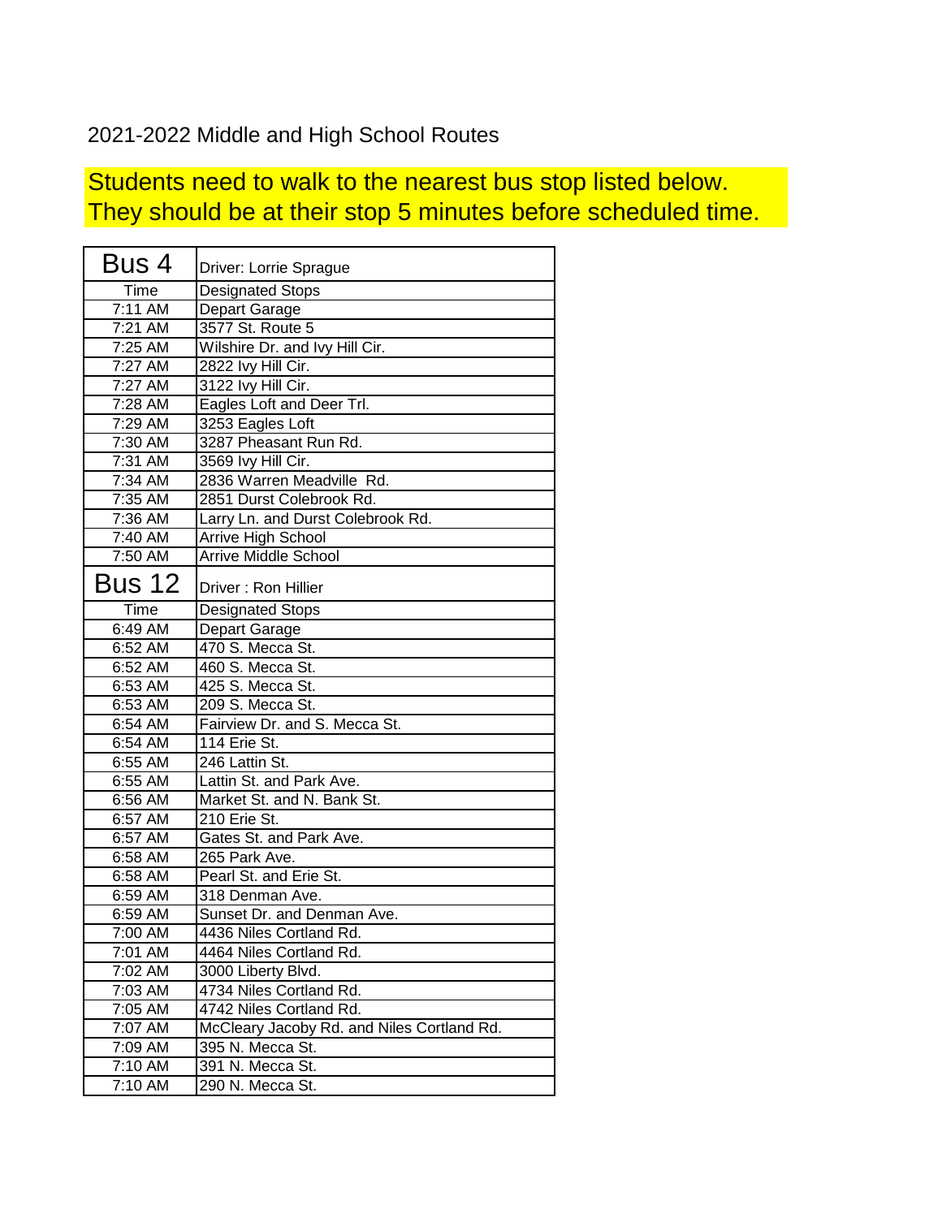2021-2022 Middle and High School Routes

**Students need to walk to the nearest bus stop listed below.**
**They should be at their stop 5 minutes before scheduled time.**

| Bus 4 | Driver: Lorrie Sprague |
|---|---|
| Time | Designated Stops |
| 7:11 AM | Depart Garage |
| 7:21 AM | 3577 St. Route 5 |
| 7:25 AM | Wilshire Dr. and Ivy Hill Cir. |
| 7:27 AM | 2822 Ivy Hill Cir. |
| 7:27 AM | 3122 Ivy Hill Cir. |
| 7:28 AM | Eagles Loft and Deer Trl. |
| 7:29 AM | 3253 Eagles Loft |
| 7:30 AM | 3287 Pheasant Run Rd. |
| 7:31 AM | 3569 Ivy Hill Cir. |
| 7:34 AM | 2836 Warren Meadville Rd. |
| 7:35 AM | 2851 Durst Colebrook Rd. |
| 7:36 AM | Larry Ln. and Durst Colebrook Rd. |
| 7:40 AM | Arrive High School |
| 7:50 AM | Arrive Middle School |

| Bus 12 | Driver : Ron Hillier |
|---|---|
| Time | Designated Stops |
| 6:49 AM | Depart Garage |
| 6:52 AM | 470 S. Mecca St. |
| 6:52 AM | 460 S. Mecca St. |
| 6:53 AM | 425 S. Mecca St. |
| 6:53 AM | 209 S. Mecca St. |
| 6:54 AM | Fairview Dr. and S. Mecca St. |
| 6:54 AM | 114 Erie St. |
| 6:55 AM | 246 Lattin St. |
| 6:55 AM | Lattin St. and Park Ave. |
| 6:56 AM | Market St. and N. Bank St. |
| 6:57 AM | 210 Erie St. |
| 6:57 AM | Gates St. and Park Ave. |
| 6:58 AM | 265 Park Ave. |
| 6:58 AM | Pearl St. and Erie St. |
| 6:59 AM | 318 Denman Ave. |
| 6:59 AM | Sunset Dr. and Denman Ave. |
| 7:00 AM | 4436 Niles Cortland Rd. |
| 7:01 AM | 4464 Niles Cortland Rd. |
| 7:02 AM | 3000 Liberty Blvd. |
| 7:03 AM | 4734 Niles Cortland Rd. |
| 7:05 AM | 4742 Niles Cortland Rd. |
| 7:07 AM | McCleary Jacoby Rd. and Niles Cortland Rd. |
| 7:09 AM | 395 N. Mecca St. |
| 7:10 AM | 391 N. Mecca St. |
| 7:10 AM | 290 N. Mecca St. |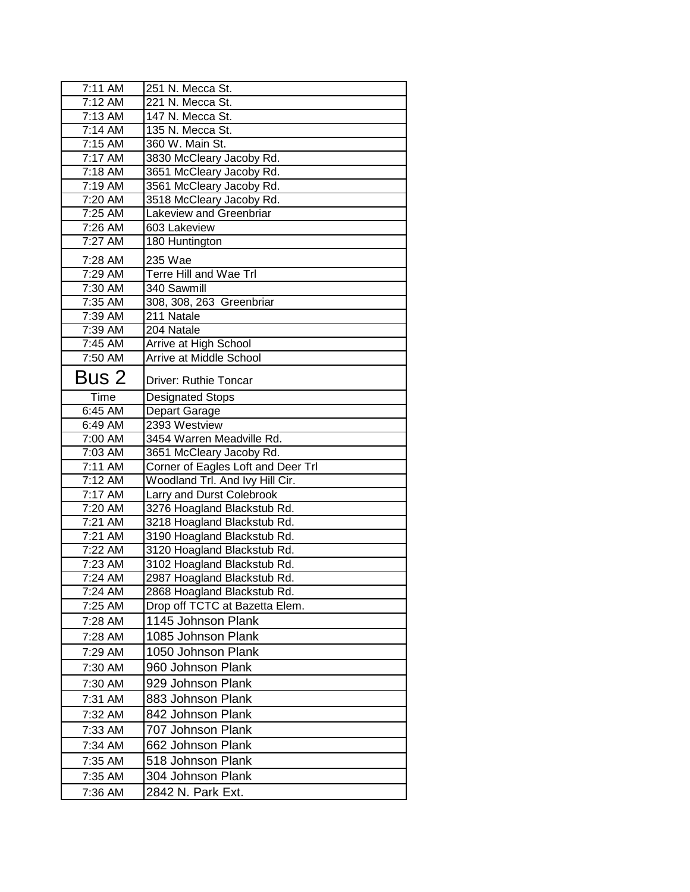| 7:11 AM | 251 N. Mecca St. |
|---|---|
| 7:12 AM | 221 N. Mecca St. |
| 7:13 AM | 147 N. Mecca St. |
| 7:14 AM | 135 N. Mecca St. |
| 7:15 AM | 360 W. Main St. |
| 7:17 AM | 3830 McCleary Jacoby Rd. |
| 7:18 AM | 3651 McCleary Jacoby Rd. |
| 7:19 AM | 3561 McCleary Jacoby Rd. |
| 7:20 AM | 3518 McCleary Jacoby Rd. |
| 7:25 AM | Lakeview and Greenbriar |
| 7:26 AM | 603 Lakeview |
| 7:27 AM | 180 Huntington |
| 7:28 AM | 235 Wae |
| 7:29 AM | Terre Hill and Wae Trl |
| 7:30 AM | 340 Sawmill |
| 7:35 AM | 308, 308, 263 Greenbriar |
| 7:39 AM | 211 Natale |
| 7:39 AM | 204 Natale |
| 7:45 AM | Arrive at High School |
| 7:50 AM | Arrive at Middle School |

## Bus 2

Driver: Ruthie Toncar

| Time | Designated Stops |
|---|---|
| 6:45 AM | Depart Garage |
| 6:49 AM | 2393 Westview |
| 7:00 AM | 3454 Warren Meadville Rd. |
| 7:03 AM | 3651 McCleary Jacoby Rd. |
| 7:11 AM | Corner of Eagles Loft and Deer Trl |
| 7:12 AM | Woodland Trl. And Ivy Hill Cir. |
| 7:17 AM | Larry and Durst Colebrook |
| 7:20 AM | 3276 Hoagland Blackstub Rd. |
| 7:21 AM | 3218 Hoagland Blackstub Rd. |
| 7:21 AM | 3190 Hoagland Blackstub Rd. |
| 7:22 AM | 3120 Hoagland Blackstub Rd. |
| 7:23 AM | 3102 Hoagland Blackstub Rd. |
| 7:24 AM | 2987 Hoagland Blackstub Rd. |
| 7:24 AM | 2868 Hoagland Blackstub Rd. |
| 7:25 AM | Drop off TCTC at Bazetta Elem. |
| 7:28 AM | 1145 Johnson Plank |
| 7:28 AM | 1085 Johnson Plank |
| 7:29 AM | 1050 Johnson Plank |
| 7:30 AM | 960 Johnson Plank |
| 7:30 AM | 929 Johnson Plank |
| 7:31 AM | 883 Johnson Plank |
| 7:32 AM | 842 Johnson Plank |
| 7:33 AM | 707 Johnson Plank |
| 7:34 AM | 662 Johnson Plank |
| 7:35 AM | 518 Johnson Plank |
| 7:35 AM | 304 Johnson Plank |
| 7:36 AM | 2842 N. Park Ext. |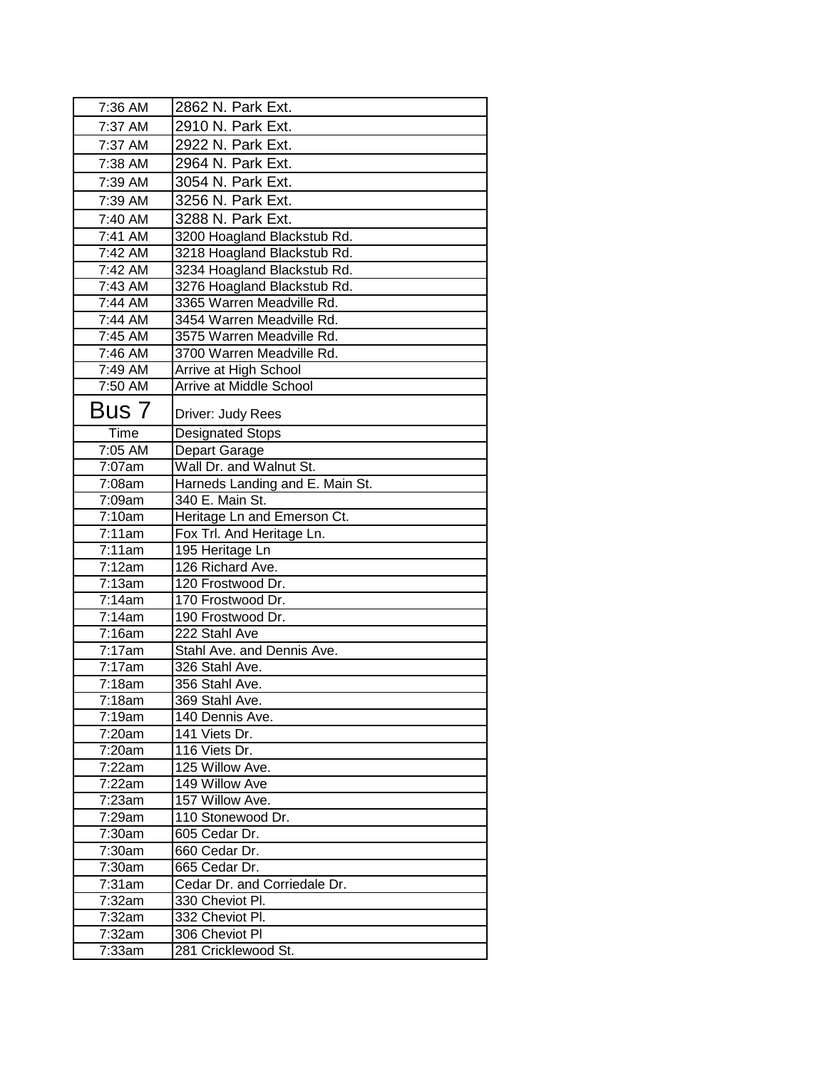| | |
|---|---|
| 7:36 AM | 2862 N. Park Ext. |
| 7:37 AM | 2910 N. Park Ext. |
| 7:37 AM | 2922 N. Park Ext. |
| 7:38 AM | 2964 N. Park Ext. |
| 7:39 AM | 3054 N. Park Ext. |
| 7:39 AM | 3256 N. Park Ext. |
| 7:40 AM | 3288 N. Park Ext. |
| 7:41 AM | 3200 Hoagland Blackstub Rd. |
| 7:42 AM | 3218 Hoagland Blackstub Rd. |
| 7:42 AM | 3234 Hoagland Blackstub Rd. |
| 7:43 AM | 3276 Hoagland Blackstub Rd. |
| 7:44 AM | 3365 Warren Meadville Rd. |
| 7:44 AM | 3454 Warren Meadville Rd. |
| 7:45 AM | 3575 Warren Meadville Rd. |
| 7:46 AM | 3700 Warren Meadville Rd. |
| 7:49 AM | Arrive at High School |
| 7:50 AM | Arrive at Middle School |

| Bus 7 | Driver: Judy Rees |
|---|---|
| Time | Designated Stops |
| 7:05 AM | Depart Garage |
| 7:07am | Wall Dr. and Walnut St. |
| 7:08am | Harneds Landing and E. Main St. |
| 7:09am | 340 E. Main St. |
| 7:10am | Heritage Ln and Emerson Ct. |
| 7:11am | Fox Trl. And Heritage Ln. |
| 7:11am | 195 Heritage Ln |
| 7:12am | 126 Richard Ave. |
| 7:13am | 120 Frostwood Dr. |
| 7:14am | 170 Frostwood Dr. |
| 7:14am | 190 Frostwood Dr. |
| 7:16am | 222 Stahl Ave |
| 7:17am | Stahl Ave. and Dennis Ave. |
| 7:17am | 326 Stahl Ave. |
| 7:18am | 356 Stahl Ave. |
| 7:18am | 369 Stahl Ave. |
| 7:19am | 140 Dennis Ave. |
| 7:20am | 141 Viets Dr. |
| 7:20am | 116 Viets Dr. |
| 7:22am | 125 Willow Ave. |
| 7:22am | 149 Willow Ave |
| 7:23am | 157 Willow Ave. |
| 7:29am | 110 Stonewood Dr. |
| 7:30am | 605 Cedar Dr. |
| 7:30am | 660 Cedar Dr. |
| 7:30am | 665 Cedar Dr. |
| 7:31am | Cedar Dr. and Corriedale Dr. |
| 7:32am | 330 Cheviot Pl. |
| 7:32am | 332 Cheviot Pl. |
| 7:32am | 306 Cheviot Pl |
| 7:33am | 281 Cricklewood St. |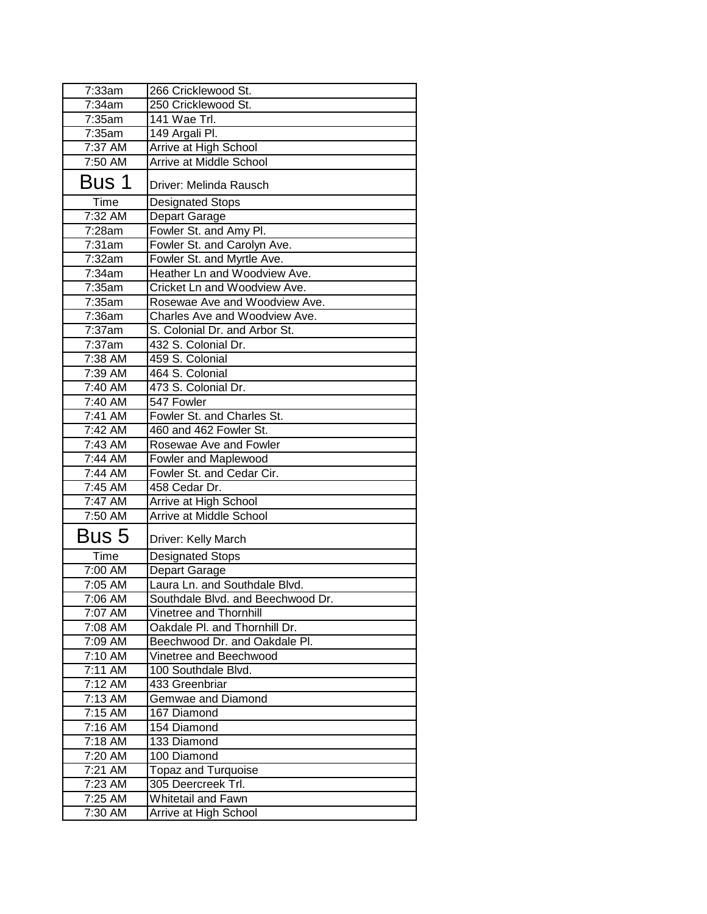| | |
|---|---|
| 7:33am | 266 Cricklewood St. |
| 7:34am | 250 Cricklewood St. |
| 7:35am | 141 Wae Trl. |
| 7:35am | 149 Argali Pl. |
| 7:37 AM | Arrive at High School |
| 7:50 AM | Arrive at Middle School |

## Bus 1

Driver: Melinda Rausch

| Time | Designated Stops |
|---|---|
| 7:32 AM | Depart Garage |
| 7:28am | Fowler St. and Amy Pl. |
| 7:31am | Fowler St. and Carolyn Ave. |
| 7:32am | Fowler St. and Myrtle Ave. |
| 7:34am | Heather Ln and Woodview Ave. |
| 7:35am | Cricket Ln and Woodview Ave. |
| 7:35am | Rosewae Ave and Woodview Ave. |
| 7:36am | Charles Ave and Woodview Ave. |
| 7:37am | S. Colonial Dr. and Arbor St. |
| 7:37am | 432 S. Colonial Dr. |
| 7:38 AM | 459 S. Colonial |
| 7:39 AM | 464 S. Colonial |
| 7:40 AM | 473 S. Colonial Dr. |
| 7:40 AM | 547 Fowler |
| 7:41 AM | Fowler St. and Charles St. |
| 7:42 AM | 460 and 462 Fowler St. |
| 7:43 AM | Rosewae Ave and Fowler |
| 7:44 AM | Fowler and Maplewood |
| 7:44 AM | Fowler St. and Cedar Cir. |
| 7:45 AM | 458 Cedar Dr. |
| 7:47 AM | Arrive at High School |
| 7:50 AM | Arrive at Middle School |

## Bus 5

Driver: Kelly March

| Time | Designated Stops |
|---|---|
| 7:00 AM | Depart Garage |
| 7:05 AM | Laura Ln. and Southdale Blvd. |
| 7:06 AM | Southdale Blvd. and Beechwood Dr. |
| 7:07 AM | Vinetree and Thornhill |
| 7:08 AM | Oakdale Pl. and Thornhill Dr. |
| 7:09 AM | Beechwood Dr. and Oakdale Pl. |
| 7:10 AM | Vinetree and Beechwood |
| 7:11 AM | 100 Southdale Blvd. |
| 7:12 AM | 433 Greenbriar |
| 7:13 AM | Gemwae and Diamond |
| 7:15 AM | 167 Diamond |
| 7:16 AM | 154 Diamond |
| 7:18 AM | 133 Diamond |
| 7:20 AM | 100 Diamond |
| 7:21 AM | Topaz and Turquoise |
| 7:23 AM | 305 Deercreek Trl. |
| 7:25 AM | Whitetail and Fawn |
| 7:30 AM | Arrive at High School |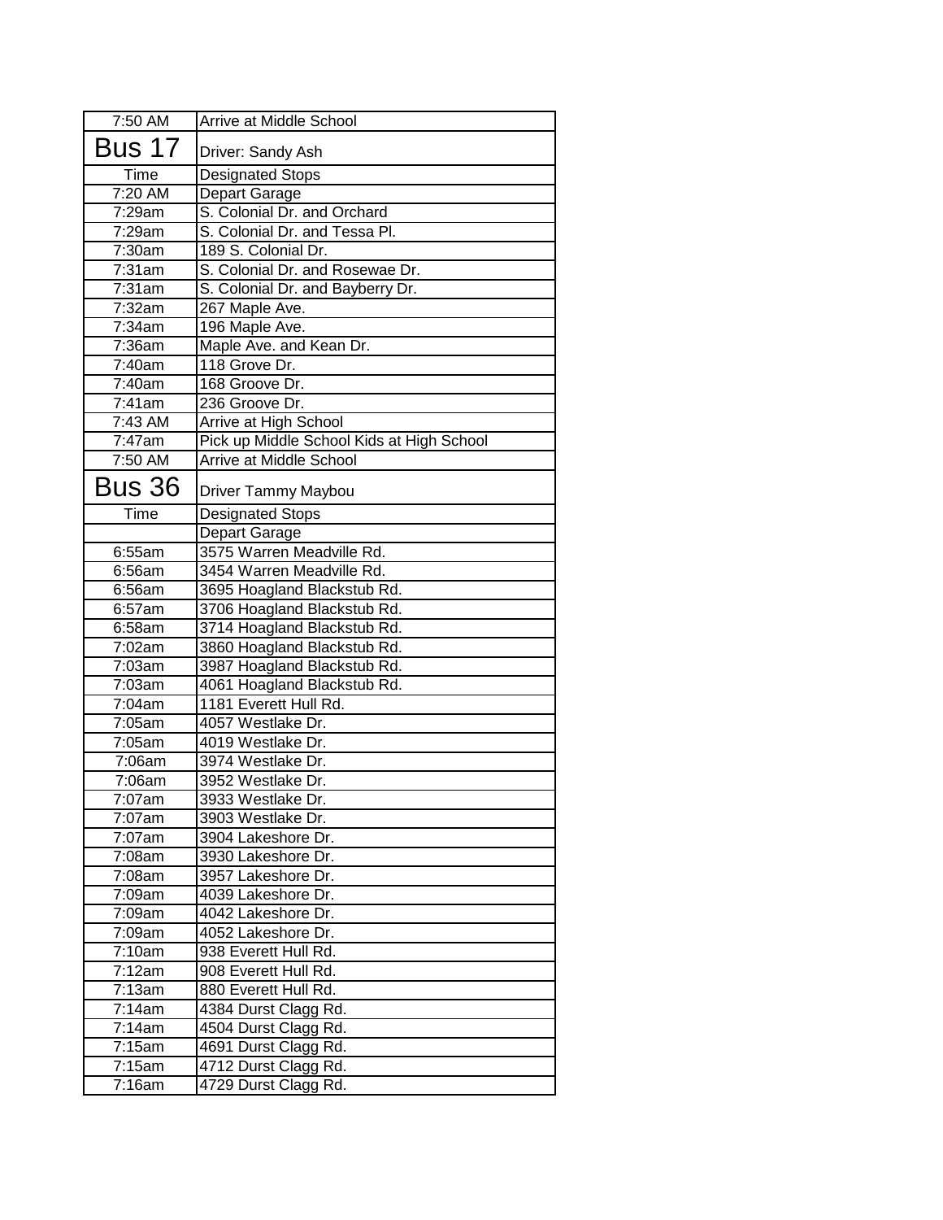| 7:50 AM | Arrive at Middle School |
|---|---|
| **Bus 17** | Driver: Sandy Ash |
| Time | Designated Stops |
| 7:20 AM | Depart Garage |
| 7:29am | S. Colonial Dr. and Orchard |
| 7:29am | S. Colonial Dr. and Tessa Pl. |
| 7:30am | 189 S. Colonial Dr. |
| 7:31am | S. Colonial Dr. and Rosewae Dr. |
| 7:31am | S. Colonial Dr. and Bayberry Dr. |
| 7:32am | 267 Maple Ave. |
| 7:34am | 196 Maple Ave. |
| 7:36am | Maple Ave. and Kean Dr. |
| 7:40am | 118 Grove Dr. |
| 7:40am | 168 Groove Dr. |
| 7:41am | 236 Groove Dr. |
| 7:43 AM | Arrive at High School |
| 7:47am | Pick up Middle School Kids at High School |
| 7:50 AM | Arrive at Middle School |
| **Bus 36** | Driver Tammy Maybou |
| Time | Designated Stops |
| | Depart Garage |
| 6:55am | 3575 Warren Meadville Rd. |
| 6:56am | 3454 Warren Meadville Rd. |
| 6:56am | 3695 Hoagland Blackstub Rd. |
| 6:57am | 3706 Hoagland Blackstub Rd. |
| 6:58am | 3714 Hoagland Blackstub Rd. |
| 7:02am | 3860 Hoagland Blackstub Rd. |
| 7:03am | 3987 Hoagland Blackstub Rd. |
| 7:03am | 4061 Hoagland Blackstub Rd. |
| 7:04am | 1181 Everett Hull Rd. |
| 7:05am | 4057 Westlake Dr. |
| 7:05am | 4019 Westlake Dr. |
| 7:06am | 3974 Westlake Dr. |
| 7:06am | 3952 Westlake Dr. |
| 7:07am | 3933 Westlake Dr. |
| 7:07am | 3903 Westlake Dr. |
| 7:07am | 3904 Lakeshore Dr. |
| 7:08am | 3930 Lakeshore Dr. |
| 7:08am | 3957 Lakeshore Dr. |
| 7:09am | 4039 Lakeshore Dr. |
| 7:09am | 4042 Lakeshore Dr. |
| 7:09am | 4052 Lakeshore Dr. |
| 7:10am | 938 Everett Hull Rd. |
| 7:12am | 908 Everett Hull Rd. |
| 7:13am | 880 Everett Hull Rd. |
| 7:14am | 4384 Durst Clagg Rd. |
| 7:14am | 4504 Durst Clagg Rd. |
| 7:15am | 4691 Durst Clagg Rd. |
| 7:15am | 4712 Durst Clagg Rd. |
| 7:16am | 4729 Durst Clagg Rd. |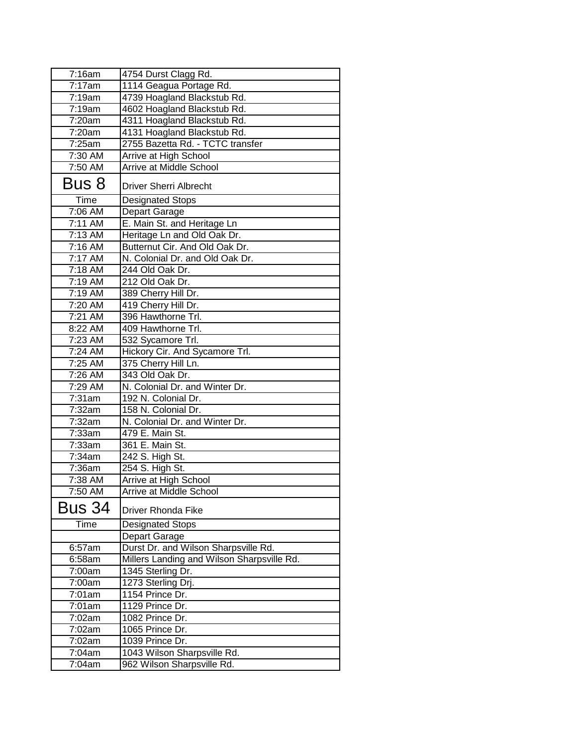| | |
|---|---|
| 7:16am | 4754 Durst Clagg Rd. |
| 7:17am | 1114 Geagua Portage Rd. |
| 7:19am | 4739 Hoagland Blackstub Rd. |
| 7:19am | 4602 Hoagland Blackstub Rd. |
| 7:20am | 4311 Hoagland Blackstub Rd. |
| 7:20am | 4131 Hoagland Blackstub Rd. |
| 7:25am | 2755 Bazetta Rd. - TCTC transfer |
| 7:30 AM | Arrive at High School |
| 7:50 AM | Arrive at Middle School |

## Bus 8

Driver Sherri Albrecht

| Time | Designated Stops |
|---|---|
| 7:06 AM | Depart Garage |
| 7:11 AM | E. Main St. and Heritage Ln |
| 7:13 AM | Heritage Ln and Old Oak Dr. |
| 7:16 AM | Butternut Cir. And Old Oak Dr. |
| 7:17 AM | N. Colonial Dr. and Old Oak Dr. |
| 7:18 AM | 244 Old Oak Dr. |
| 7:19 AM | 212 Old Oak Dr. |
| 7:19 AM | 389 Cherry Hill Dr. |
| 7:20 AM | 419 Cherry Hill Dr. |
| 7:21 AM | 396 Hawthorne Trl. |
| 8:22 AM | 409 Hawthorne Trl. |
| 7:23 AM | 532 Sycamore Trl. |
| 7:24 AM | Hickory Cir. And Sycamore Trl. |
| 7:25 AM | 375 Cherry Hill Ln. |
| 7:26 AM | 343 Old Oak Dr. |
| 7:29 AM | N. Colonial Dr. and Winter Dr. |
| 7:31am | 192 N. Colonial Dr. |
| 7:32am | 158 N. Colonial Dr. |
| 7:32am | N. Colonial Dr. and Winter Dr. |
| 7:33am | 479 E. Main St. |
| 7:33am | 361 E. Main St. |
| 7:34am | 242 S. High St. |
| 7:36am | 254 S. High St. |
| 7:38 AM | Arrive at High School |
| 7:50 AM | Arrive at Middle School |

## Bus 34

Driver Rhonda Fike

| Time | Designated Stops |
|---|---|
| | Depart Garage |
| 6:57am | Durst Dr. and Wilson Sharpsville Rd. |
| 6:58am | Millers Landing and Wilson Sharpsville Rd. |
| 7:00am | 1345 Sterling Dr. |
| 7:00am | 1273 Sterling Drj. |
| 7:01am | 1154 Prince Dr. |
| 7:01am | 1129 Prince Dr. |
| 7:02am | 1082 Prince Dr. |
| 7:02am | 1065 Prince Dr. |
| 7:02am | 1039 Prince Dr. |
| 7:04am | 1043 Wilson Sharpsville Rd. |
| 7:04am | 962 Wilson Sharpsville Rd. |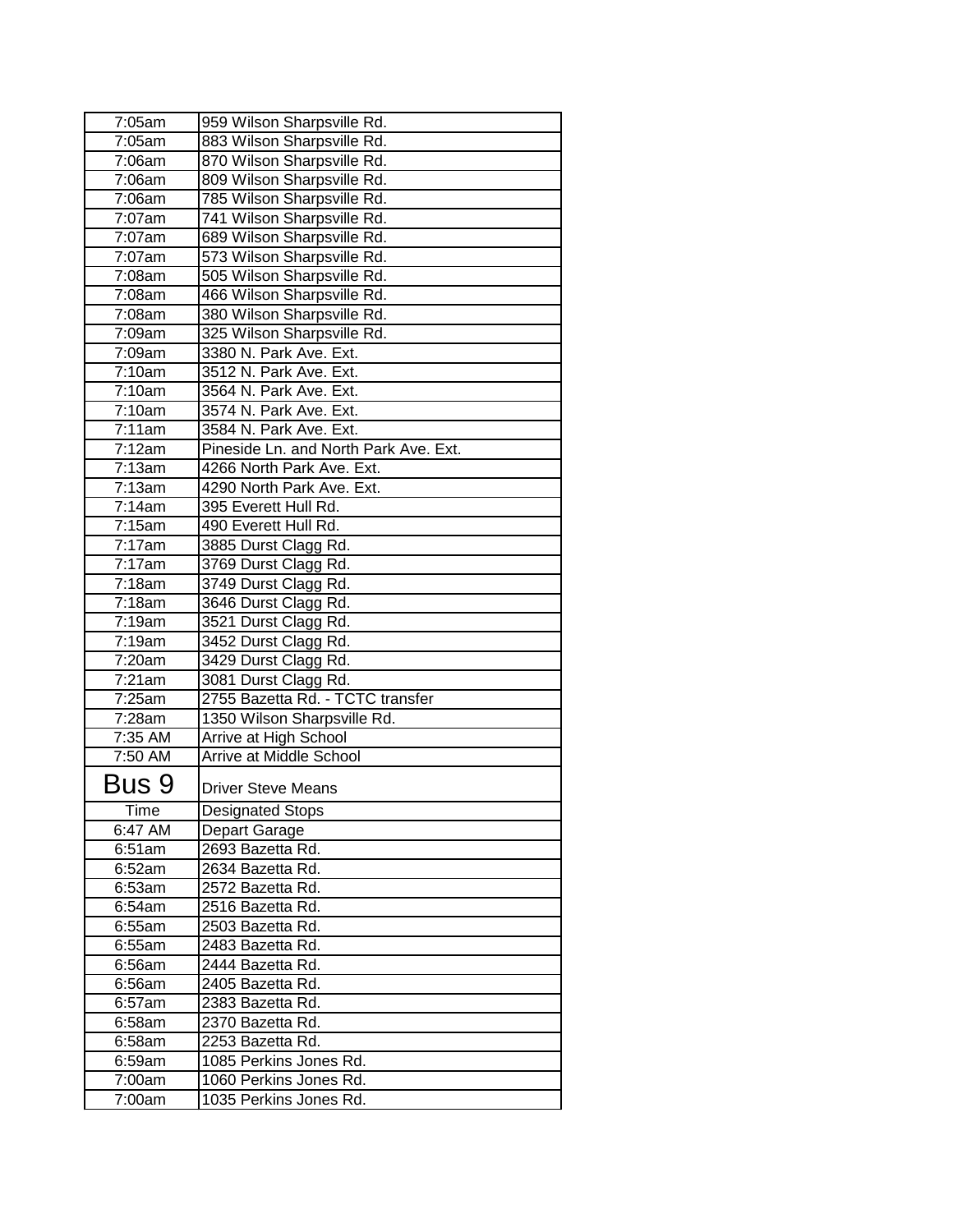| | |
|---|---|
| 7:05am | 959 Wilson Sharpsville Rd. |
| 7:05am | 883 Wilson Sharpsville Rd. |
| 7:06am | 870 Wilson Sharpsville Rd. |
| 7:06am | 809 Wilson Sharpsville Rd. |
| 7:06am | 785 Wilson Sharpsville Rd. |
| 7:07am | 741 Wilson Sharpsville Rd. |
| 7:07am | 689 Wilson Sharpsville Rd. |
| 7:07am | 573 Wilson Sharpsville Rd. |
| 7:08am | 505 Wilson Sharpsville Rd. |
| 7:08am | 466 Wilson Sharpsville Rd. |
| 7:08am | 380 Wilson Sharpsville Rd. |
| 7:09am | 325 Wilson Sharpsville Rd. |
| 7:09am | 3380 N. Park Ave. Ext. |
| 7:10am | 3512 N. Park Ave. Ext. |
| 7:10am | 3564 N. Park Ave. Ext. |
| 7:10am | 3574 N. Park Ave. Ext. |
| 7:11am | 3584 N. Park Ave. Ext. |
| 7:12am | Pineside Ln. and North Park Ave. Ext. |
| 7:13am | 4266 North Park Ave. Ext. |
| 7:13am | 4290 North Park Ave. Ext. |
| 7:14am | 395 Everett Hull Rd. |
| 7:15am | 490 Everett Hull Rd. |
| 7:17am | 3885 Durst Clagg Rd. |
| 7:17am | 3769 Durst Clagg Rd. |
| 7:18am | 3749 Durst Clagg Rd. |
| 7:18am | 3646 Durst Clagg Rd. |
| 7:19am | 3521 Durst Clagg Rd. |
| 7:19am | 3452 Durst Clagg Rd. |
| 7:20am | 3429 Durst Clagg Rd. |
| 7:21am | 3081 Durst Clagg Rd. |
| 7:25am | 2755 Bazetta Rd. - TCTC transfer |
| 7:28am | 1350 Wilson Sharpsville Rd. |
| 7:35 AM | Arrive at High School |
| 7:50 AM | Arrive at Middle School |

| Bus 9 | Driver Steve Means |
|---|---|
| Time | Designated Stops |
| 6:47 AM | Depart Garage |
| 6:51am | 2693 Bazetta Rd. |
| 6:52am | 2634 Bazetta Rd. |
| 6:53am | 2572 Bazetta Rd. |
| 6:54am | 2516 Bazetta Rd. |
| 6:55am | 2503 Bazetta Rd. |
| 6:55am | 2483 Bazetta Rd. |
| 6:56am | 2444 Bazetta Rd. |
| 6:56am | 2405 Bazetta Rd. |
| 6:57am | 2383 Bazetta Rd. |
| 6:58am | 2370 Bazetta Rd. |
| 6:58am | 2253 Bazetta Rd. |
| 6:59am | 1085 Perkins Jones Rd. |
| 7:00am | 1060 Perkins Jones Rd. |
| 7:00am | 1035 Perkins Jones Rd. |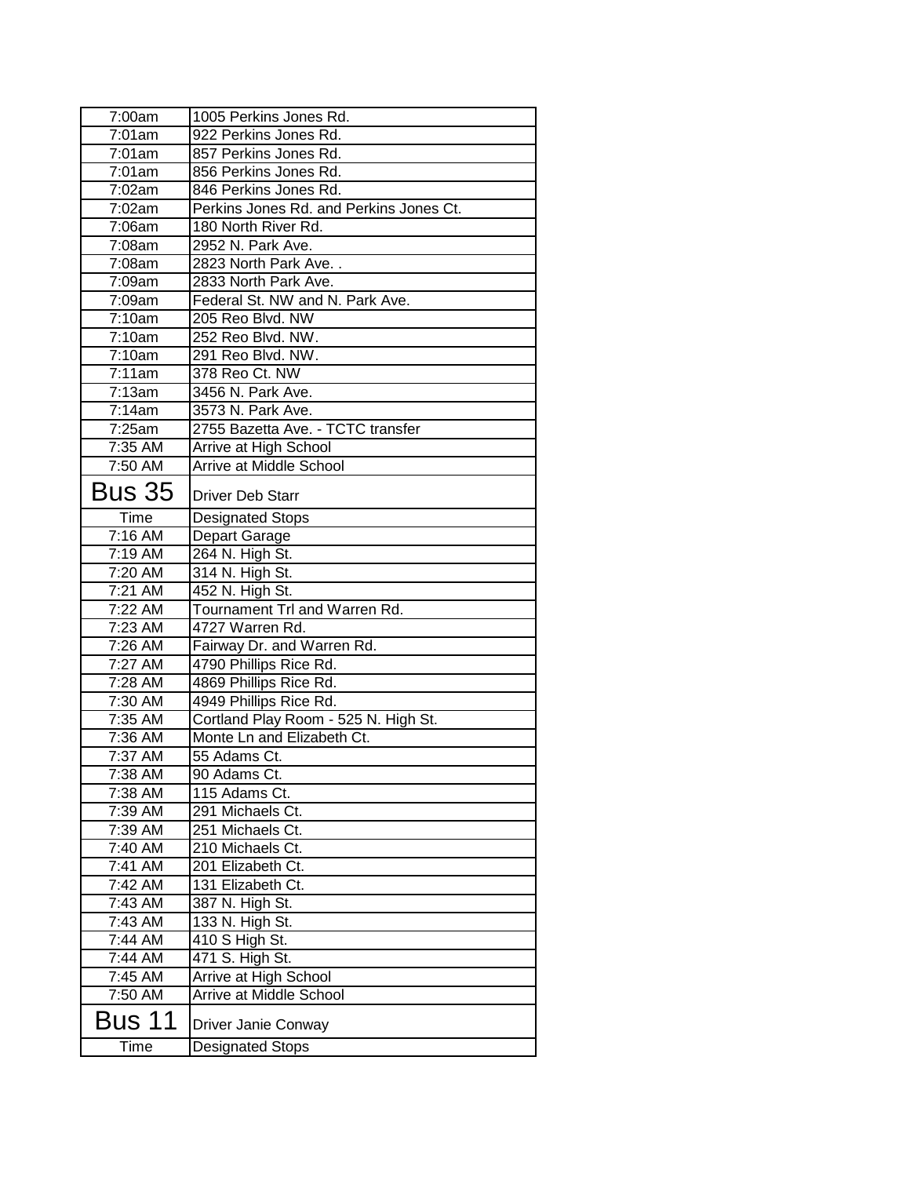| | |
|---|---|
| 7:00am | 1005 Perkins Jones Rd. |
| 7:01am | 922 Perkins Jones Rd. |
| 7:01am | 857 Perkins Jones Rd. |
| 7:01am | 856 Perkins Jones Rd. |
| 7:02am | 846 Perkins Jones Rd. |
| 7:02am | Perkins Jones Rd. and Perkins Jones Ct. |
| 7:06am | 180 North River Rd. |
| 7:08am | 2952 N. Park Ave. |
| 7:08am | 2823 North Park Ave. . |
| 7:09am | 2833 North Park Ave. |
| 7:09am | Federal St. NW and N. Park Ave. |
| 7:10am | 205 Reo Blvd. NW |
| 7:10am | 252 Reo Blvd. NW. |
| 7:10am | 291 Reo Blvd. NW. |
| 7:11am | 378 Reo Ct. NW |
| 7:13am | 3456 N. Park Ave. |
| 7:14am | 3573 N. Park Ave. |
| 7:25am | 2755 Bazetta Ave. - TCTC transfer |
| 7:35 AM | Arrive at High School |
| 7:50 AM | Arrive at Middle School |

## Bus 35

Driver Deb Starr

| Time | Designated Stops |
|---|---|
| 7:16 AM | Depart Garage |
| 7:19 AM | 264 N. High St. |
| 7:20 AM | 314 N. High St. |
| 7:21 AM | 452 N. High St. |
| 7:22 AM | Tournament Trl and Warren Rd. |
| 7:23 AM | 4727 Warren Rd. |
| 7:26 AM | Fairway Dr. and Warren Rd. |
| 7:27 AM | 4790 Phillips Rice Rd. |
| 7:28 AM | 4869 Phillips Rice Rd. |
| 7:30 AM | 4949 Phillips Rice Rd. |
| 7:35 AM | Cortland Play Room - 525 N. High St. |
| 7:36 AM | Monte Ln and Elizabeth Ct. |
| 7:37 AM | 55 Adams Ct. |
| 7:38 AM | 90 Adams Ct. |
| 7:38 AM | 115 Adams Ct. |
| 7:39 AM | 291 Michaels Ct. |
| 7:39 AM | 251 Michaels Ct. |
| 7:40 AM | 210 Michaels Ct. |
| 7:41 AM | 201 Elizabeth Ct. |
| 7:42 AM | 131 Elizabeth Ct. |
| 7:43 AM | 387 N. High St. |
| 7:43 AM | 133 N. High St. |
| 7:44 AM | 410 S High St. |
| 7:44 AM | 471 S. High St. |
| 7:45 AM | Arrive at High School |
| 7:50 AM | Arrive at Middle School |

## Bus 11

Driver Janie Conway

| Time | Designated Stops |
|---|---|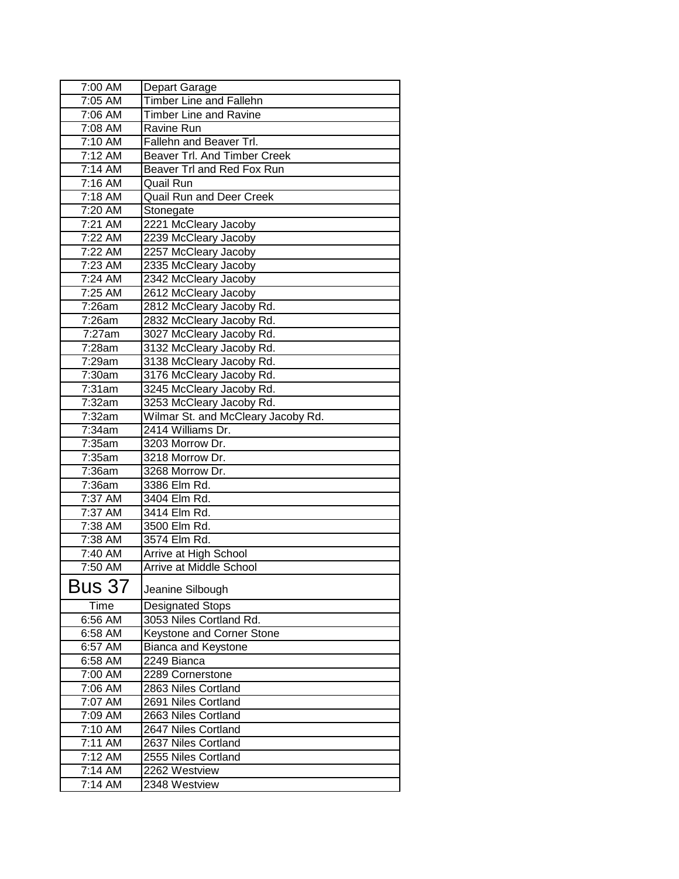| 7:00 AM | Depart Garage |
|---|---|
| 7:05 AM | Timber Line and Fallehn |
| 7:06 AM | Timber Line and Ravine |
| 7:08 AM | Ravine Run |
| 7:10 AM | Fallehn and Beaver Trl. |
| 7:12 AM | Beaver Trl. And Timber Creek |
| 7:14 AM | Beaver Trl and Red Fox Run |
| 7:16 AM | Quail Run |
| 7:18 AM | Quail Run and Deer Creek |
| 7:20 AM | Stonegate |
| 7:21 AM | 2221 McCleary Jacoby |
| 7:22 AM | 2239 McCleary Jacoby |
| 7:22 AM | 2257 McCleary Jacoby |
| 7:23 AM | 2335 McCleary Jacoby |
| 7:24 AM | 2342 McCleary Jacoby |
| 7:25 AM | 2612 McCleary Jacoby |
| 7:26am | 2812 McCleary Jacoby Rd. |
| 7:26am | 2832 McCleary Jacoby Rd. |
| 7:27am | 3027 McCleary Jacoby Rd. |
| 7:28am | 3132 McCleary Jacoby Rd. |
| 7:29am | 3138 McCleary Jacoby Rd. |
| 7:30am | 3176 McCleary Jacoby Rd. |
| 7:31am | 3245 McCleary Jacoby Rd. |
| 7:32am | 3253 McCleary Jacoby Rd. |
| 7:32am | Wilmar St. and McCleary Jacoby Rd. |
| 7:34am | 2414 Williams Dr. |
| 7:35am | 3203 Morrow Dr. |
| 7:35am | 3218 Morrow Dr. |
| 7:36am | 3268 Morrow Dr. |
| 7:36am | 3386 Elm Rd. |
| 7:37 AM | 3404 Elm Rd. |
| 7:37 AM | 3414 Elm Rd. |
| 7:38 AM | 3500 Elm Rd. |
| 7:38 AM | 3574 Elm Rd. |
| 7:40 AM | Arrive at High School |
| 7:50 AM | Arrive at Middle School |

| Bus 37 | Jeanine Silbough |
|---|---|
| Time | Designated Stops |
| 6:56 AM | 3053 Niles Cortland Rd. |
| 6:58 AM | Keystone and Corner Stone |
| 6:57 AM | Bianca and Keystone |
| 6:58 AM | 2249 Bianca |
| 7:00 AM | 2289 Cornerstone |
| 7:06 AM | 2863 Niles Cortland |
| 7:07 AM | 2691 Niles Cortland |
| 7:09 AM | 2663 Niles Cortland |
| 7:10 AM | 2647 Niles Cortland |
| 7:11 AM | 2637 Niles Cortland |
| 7:12 AM | 2555 Niles Cortland |
| 7:14 AM | 2262 Westview |
| 7:14 AM | 2348 Westview |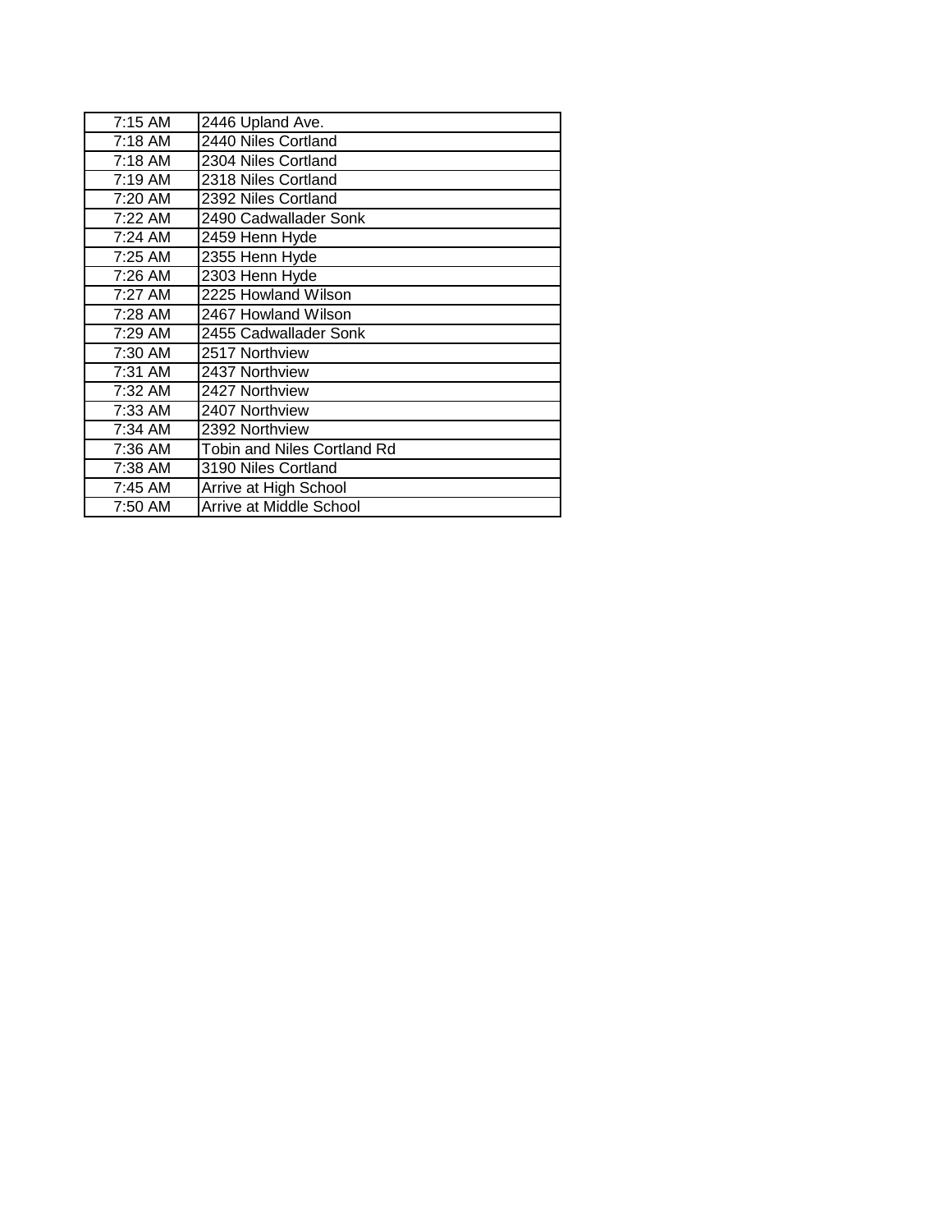| | |
|---|---|
| 7:15 AM | 2446 Upland Ave. |
| 7:18 AM | 2440 Niles Cortland |
| 7:18 AM | 2304 Niles Cortland |
| 7:19 AM | 2318 Niles Cortland |
| 7:20 AM | 2392 Niles Cortland |
| 7:22 AM | 2490 Cadwallader Sonk |
| 7:24 AM | 2459 Henn Hyde |
| 7:25 AM | 2355 Henn Hyde |
| 7:26 AM | 2303 Henn Hyde |
| 7:27 AM | 2225 Howland Wilson |
| 7:28 AM | 2467 Howland Wilson |
| 7:29 AM | 2455 Cadwallader Sonk |
| 7:30 AM | 2517 Northview |
| 7:31 AM | 2437 Northview |
| 7:32 AM | 2427 Northview |
| 7:33 AM | 2407 Northview |
| 7:34 AM | 2392 Northview |
| 7:36 AM | Tobin and Niles Cortland Rd |
| 7:38 AM | 3190 Niles Cortland |
| 7:45 AM | Arrive at High School |
| 7:50 AM | Arrive at Middle School |